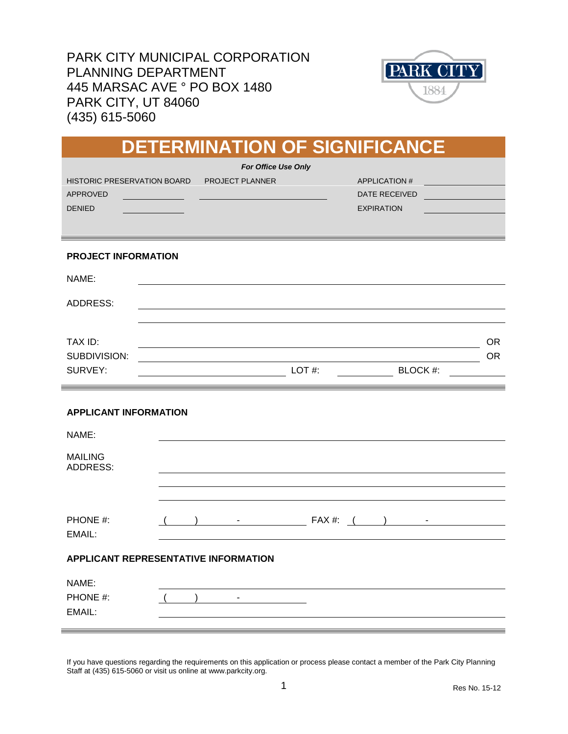PARK CITY MUNICIPAL CORPORATION
PLANNING DEPARTMENT
445 MARSAC AVE ° PO BOX 1480
PARK CITY, UT 84060
(435) 615-5060

# DETERMINATION OF SIGNIFICANCE

***For Office Use Only***

| HISTORIC PRESERVATION BOARD | | PROJECT PLANNER | APPLICATION # | |
|---|---|---|---|---|
| APPROVED | ______ | ______ | DATE RECEIVED | ______ |
| DENIED | ______ | | EXPIRATION | ______ |

## PROJECT INFORMATION

NAME: ______

ADDRESS: ______

______

TAX ID: ______ OR

SUBDIVISION: ______ OR

SURVEY: ______ LOT #: ______ BLOCK #: ______

## APPLICANT INFORMATION

NAME: ______

MAILING ADDRESS: ______

______

______

PHONE #: ( ) - FAX #: ( ) -

EMAIL: ______

## APPLICANT REPRESENTATIVE INFORMATION

NAME: ______

PHONE #: ( ) -

EMAIL: ______

If you have questions regarding the requirements on this application or process please contact a member of the Park City Planning Staff at (435) 615-5060 or visit us online at www.parkcity.org.

Res No. 15-12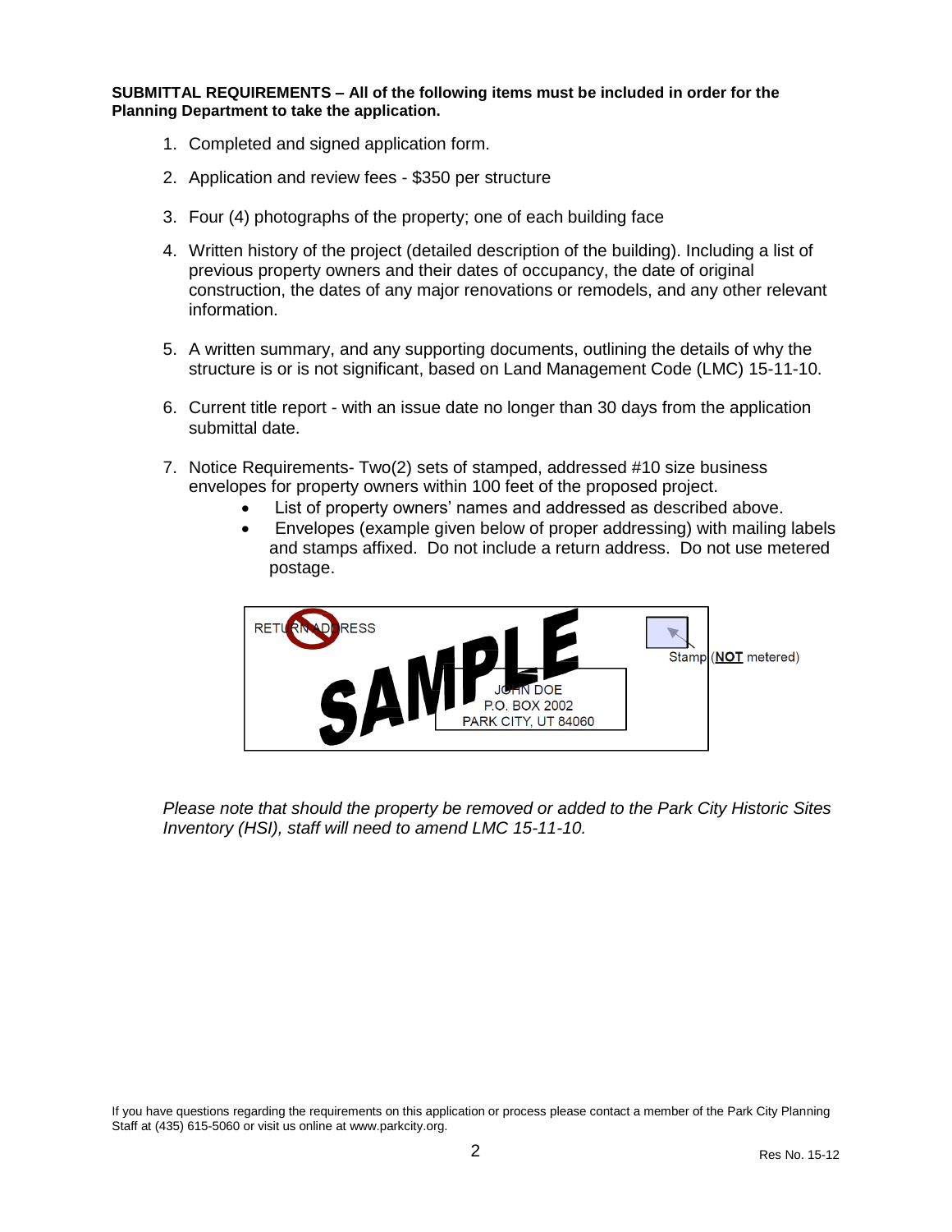**SUBMITTAL REQUIREMENTS – All of the following items must be included in order for the Planning Department to take the application.**

1. Completed and signed application form.
2. Application and review fees - $350 per structure
3. Four (4) photographs of the property; one of each building face
4. Written history of the project (detailed description of the building). Including a list of previous property owners and their dates of occupancy, the date of original construction, the dates of any major renovations or remodels, and any other relevant information.
5. A written summary, and any supporting documents, outlining the details of why the structure is or is not significant, based on Land Management Code (LMC) 15-11-10.
6. Current title report - with an issue date no longer than 30 days from the application submittal date.
7. Notice Requirements- Two(2) sets of stamped, addressed #10 size business envelopes for property owners within 100 feet of the proposed project.
   - List of property owners' names and addressed as described above.
   - Envelopes (example given below of proper addressing) with mailing labels and stamps affixed. Do not include a return address. Do not use metered postage.

RETURN ADDRESS

SAMPLE

JOHN DOE
P.O. BOX 2002
PARK CITY, UT 84060

Stamp (**NOT** metered)

*Please note that should the property be removed or added to the Park City Historic Sites Inventory (HSI), staff will need to amend LMC 15-11-10.*

If you have questions regarding the requirements on this application or process please contact a member of the Park City Planning Staff at (435) 615-5060 or visit us online at www.parkcity.org.

Res No. 15-12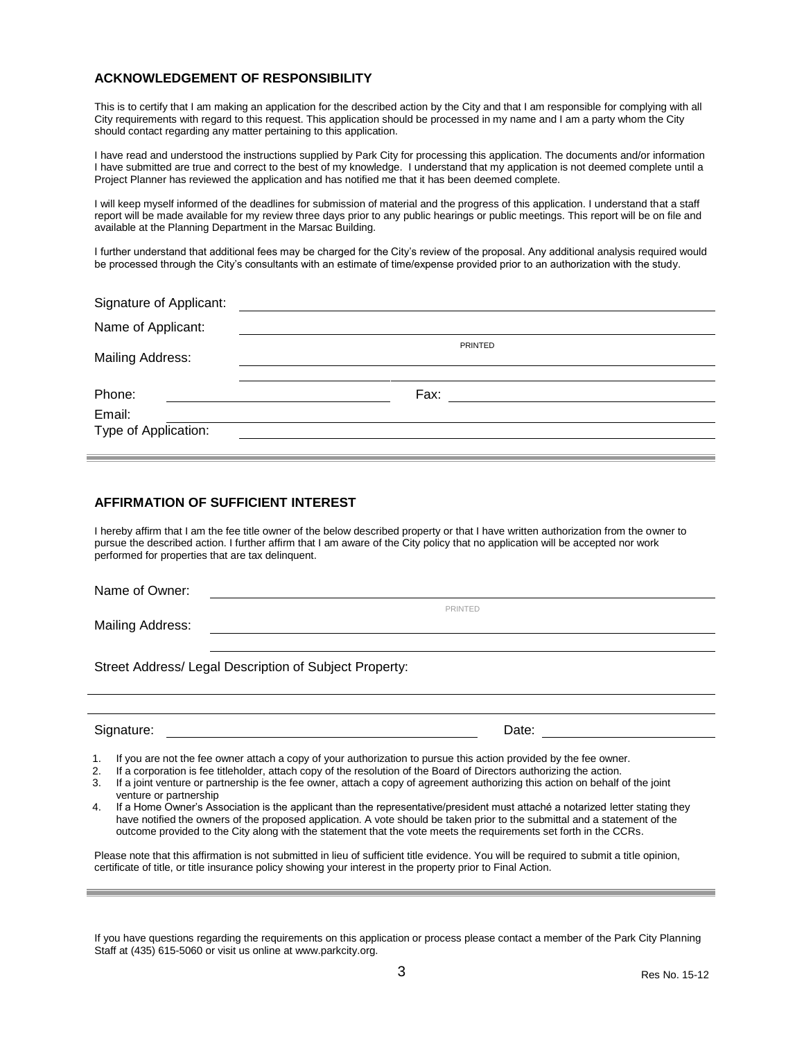## ACKNOWLEDGEMENT OF RESPONSIBILITY

This is to certify that I am making an application for the described action by the City and that I am responsible for complying with all City requirements with regard to this request. This application should be processed in my name and I am a party whom the City should contact regarding any matter pertaining to this application.

I have read and understood the instructions supplied by Park City for processing this application. The documents and/or information I have submitted are true and correct to the best of my knowledge. I understand that my application is not deemed complete until a Project Planner has reviewed the application and has notified me that it has been deemed complete.

I will keep myself informed of the deadlines for submission of material and the progress of this application. I understand that a staff report will be made available for my review three days prior to any public hearings or public meetings. This report will be on file and available at the Planning Department in the Marsac Building.

I further understand that additional fees may be charged for the City's review of the proposal. Any additional analysis required would be processed through the City's consultants with an estimate of time/expense provided prior to an authorization with the study.

Signature of Applicant: ______________________________

Name of Applicant: ______________________________
PRINTED

Mailing Address: ______________________________

______________________________

Phone: ______________________ Fax: ______________________

Email: ______________________________

Type of Application: ______________________________

---

## AFFIRMATION OF SUFFICIENT INTEREST

I hereby affirm that I am the fee title owner of the below described property or that I have written authorization from the owner to pursue the described action. I further affirm that I am aware of the City policy that no application will be accepted nor work performed for properties that are tax delinquent.

Name of Owner: ______________________________
PRINTED

Mailing Address: ______________________________

______________________________

Street Address/ Legal Description of Subject Property:

______________________________

______________________________

Signature: ______________________ Date: ______________

1. If you are not the fee owner attach a copy of your authorization to pursue this action provided by the fee owner.
2. If a corporation is fee titleholder, attach copy of the resolution of the Board of Directors authorizing the action.
3. If a joint venture or partnership is the fee owner, attach a copy of agreement authorizing this action on behalf of the joint venture or partnership
4. If a Home Owner's Association is the applicant than the representative/president must attaché a notarized letter stating they have notified the owners of the proposed application. A vote should be taken prior to the submittal and a statement of the outcome provided to the City along with the statement that the vote meets the requirements set forth in the CCRs.

Please note that this affirmation is not submitted in lieu of sufficient title evidence. You will be required to submit a title opinion, certificate of title, or title insurance policy showing your interest in the property prior to Final Action.

---

If you have questions regarding the requirements on this application or process please contact a member of the Park City Planning Staff at (435) 615-5060 or visit us online at www.parkcity.org.

Res No. 15-12